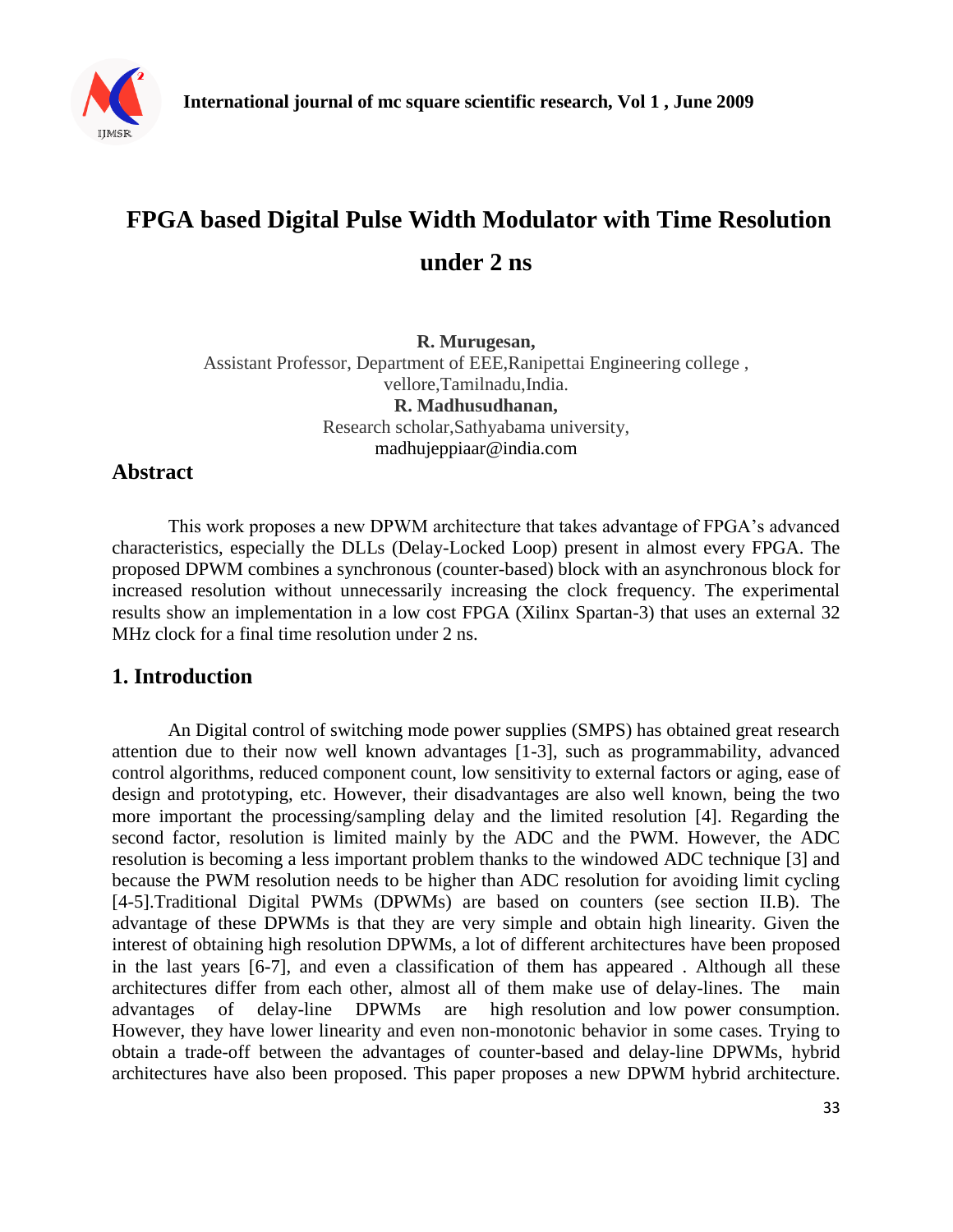# FPGA based Digital Pulse Width Modulator with Time Resolution under 2 ns

**R. Murugesan,**
Assistant Professor, Department of EEE,Ranipettai Engineering college , vellore,Tamilnadu,India.

**R. Madhusudhanan,**
Research scholar,Sathyabama university,
madhujeppiaar@india.com

## Abstract

This work proposes a new DPWM architecture that takes advantage of FPGA's advanced characteristics, especially the DLLs (Delay-Locked Loop) present in almost every FPGA. The proposed DPWM combines a synchronous (counter-based) block with an asynchronous block for increased resolution without unnecessarily increasing the clock frequency. The experimental results show an implementation in a low cost FPGA (Xilinx Spartan-3) that uses an external 32 MHz clock for a final time resolution under 2 ns.

## 1. Introduction

An Digital control of switching mode power supplies (SMPS) has obtained great research attention due to their now well known advantages [1-3], such as programmability, advanced control algorithms, reduced component count, low sensitivity to external factors or aging, ease of design and prototyping, etc. However, their disadvantages are also well known, being the two more important the processing/sampling delay and the limited resolution [4]. Regarding the second factor, resolution is limited mainly by the ADC and the PWM. However, the ADC resolution is becoming a less important problem thanks to the windowed ADC technique [3] and because the PWM resolution needs to be higher than ADC resolution for avoiding limit cycling [4-5].Traditional Digital PWMs (DPWMs) are based on counters (see section II.B). The advantage of these DPWMs is that they are very simple and obtain high linearity. Given the interest of obtaining high resolution DPWMs, a lot of different architectures have been proposed in the last years [6-7], and even a classification of them has appeared . Although all these architectures differ from each other, almost all of them make use of delay-lines. The main advantages of delay-line DPWMs are high resolution and low power consumption. However, they have lower linearity and even non-monotonic behavior in some cases. Trying to obtain a trade-off between the advantages of counter-based and delay-line DPWMs, hybrid architectures have also been proposed. This paper proposes a new DPWM hybrid architecture.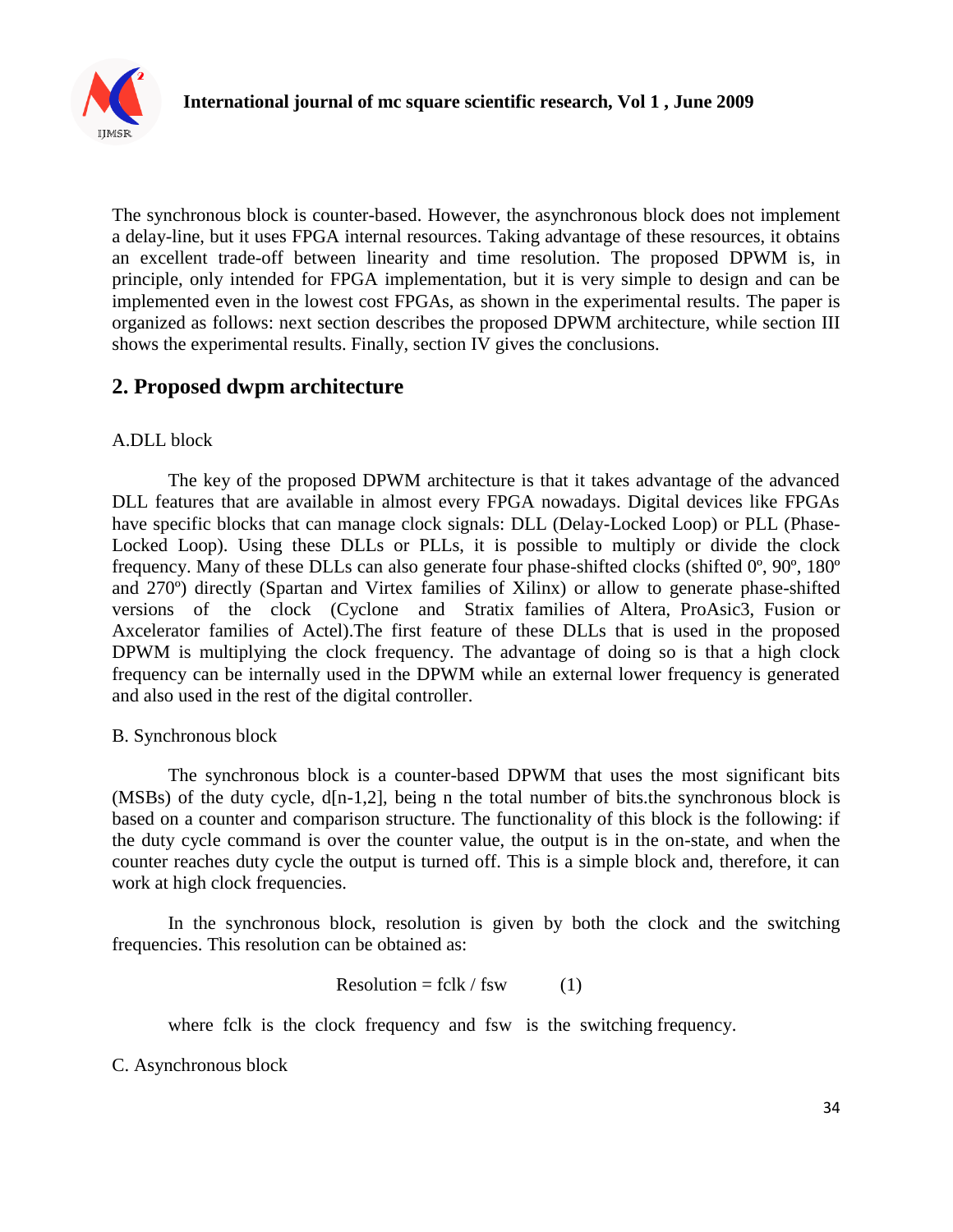The synchronous block is counter-based. However, the asynchronous block does not implement a delay-line, but it uses FPGA internal resources. Taking advantage of these resources, it obtains an excellent trade-off between linearity and time resolution. The proposed DPWM is, in principle, only intended for FPGA implementation, but it is very simple to design and can be implemented even in the lowest cost FPGAs, as shown in the experimental results. The paper is organized as follows: next section describes the proposed DPWM architecture, while section III shows the experimental results. Finally, section IV gives the conclusions.

## 2. Proposed dwpm architecture

A.DLL block

The key of the proposed DPWM architecture is that it takes advantage of the advanced DLL features that are available in almost every FPGA nowadays. Digital devices like FPGAs have specific blocks that can manage clock signals: DLL (Delay-Locked Loop) or PLL (Phase-Locked Loop). Using these DLLs or PLLs, it is possible to multiply or divide the clock frequency. Many of these DLLs can also generate four phase-shifted clocks (shifted 0º, 90º, 180º and 270º) directly (Spartan and Virtex families of Xilinx) or allow to generate phase-shifted versions of the clock (Cyclone and Stratix families of Altera, ProAsic3, Fusion or Axcelerator families of Actel).The first feature of these DLLs that is used in the proposed DPWM is multiplying the clock frequency. The advantage of doing so is that a high clock frequency can be internally used in the DPWM while an external lower frequency is generated and also used in the rest of the digital controller.

B. Synchronous block

The synchronous block is a counter-based DPWM that uses the most significant bits (MSBs) of the duty cycle, d[n-1,2], being n the total number of bits.the synchronous block is based on a counter and comparison structure. The functionality of this block is the following: if the duty cycle command is over the counter value, the output is in the on-state, and when the counter reaches duty cycle the output is turned off. This is a simple block and, therefore, it can work at high clock frequencies.

In the synchronous block, resolution is given by both the clock and the switching frequencies. This resolution can be obtained as:

$$\text{Resolution} = f_{clk} / f_{sw} \qquad (1)$$

where $f_{clk}$ is the clock frequency and $f_{sw}$ is the switching frequency.

C. Asynchronous block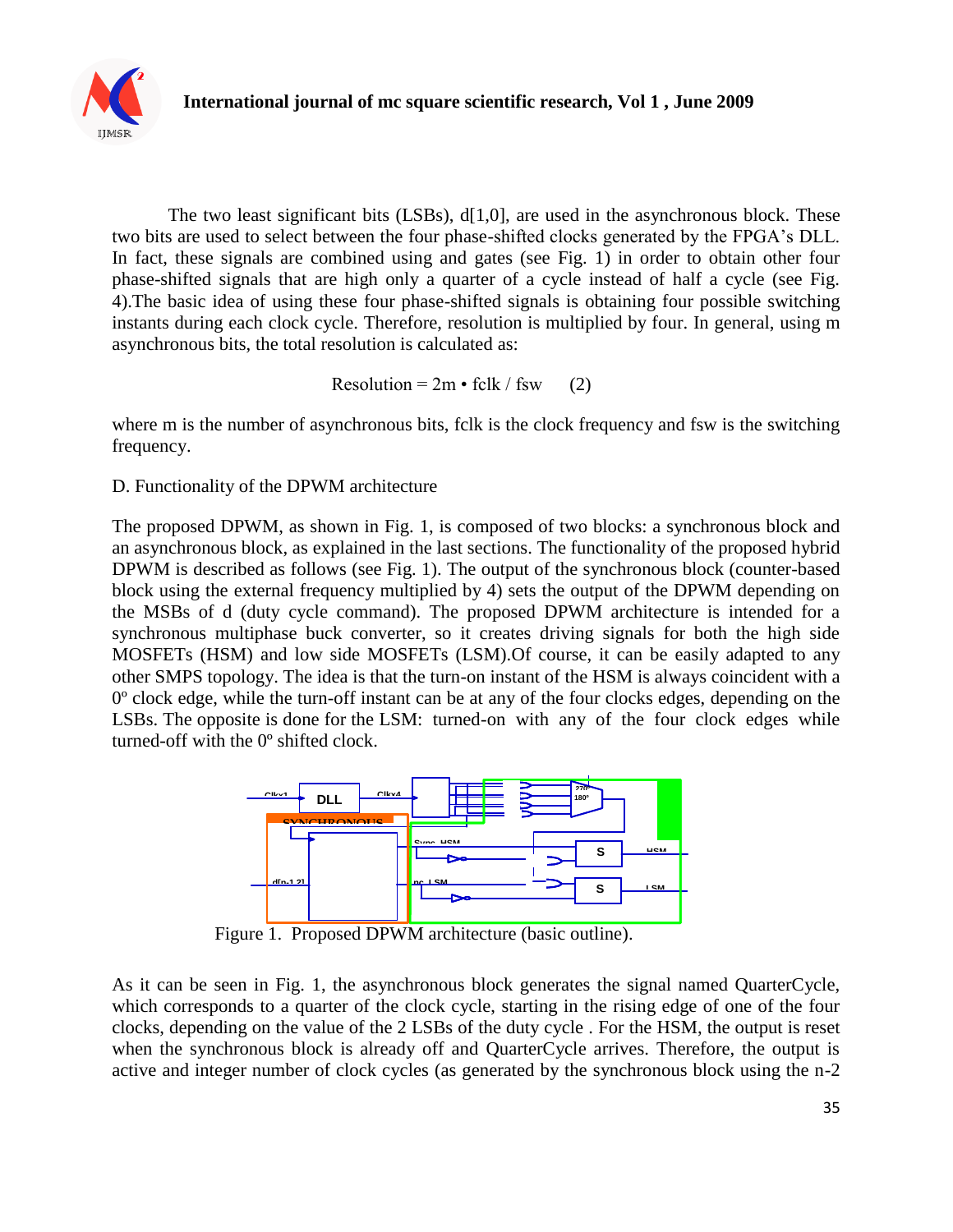The two least significant bits (LSBs), d[1,0], are used in the asynchronous block. These two bits are used to select between the four phase-shifted clocks generated by the FPGA's DLL. In fact, these signals are combined using and gates (see Fig. 1) in order to obtain other four phase-shifted signals that are high only a quarter of a cycle instead of half a cycle (see Fig. 4).The basic idea of using these four phase-shifted signals is obtaining four possible switching instants during each clock cycle. Therefore, resolution is multiplied by four. In general, using m asynchronous bits, the total resolution is calculated as:

$$\text{Resolution} = 2m \cdot f_{clk} / f_{sw} \qquad (2)$$

where m is the number of asynchronous bits, fclk is the clock frequency and fsw is the switching frequency.

D. Functionality of the DPWM architecture

The proposed DPWM, as shown in Fig. 1, is composed of two blocks: a synchronous block and an asynchronous block, as explained in the last sections. The functionality of the proposed hybrid DPWM is described as follows (see Fig. 1). The output of the synchronous block (counter-based block using the external frequency multiplied by 4) sets the output of the DPWM depending on the MSBs of d (duty cycle command). The proposed DPWM architecture is intended for a synchronous multiphase buck converter, so it creates driving signals for both the high side MOSFETs (HSM) and low side MOSFETs (LSM).Of course, it can be easily adapted to any other SMPS topology. The idea is that the turn-on instant of the HSM is always coincident with a 0º clock edge, while the turn-off instant can be at any of the four clocks edges, depending on the LSBs. The opposite is done for the LSM: turned-on with any of the four clock edges while turned-off with the 0º shifted clock.

Figure 1. Proposed DPWM architecture (basic outline).

As it can be seen in Fig. 1, the asynchronous block generates the signal named QuarterCycle, which corresponds to a quarter of the clock cycle, starting in the rising edge of one of the four clocks, depending on the value of the 2 LSBs of the duty cycle . For the HSM, the output is reset when the synchronous block is already off and QuarterCycle arrives. Therefore, the output is active and integer number of clock cycles (as generated by the synchronous block using the n-2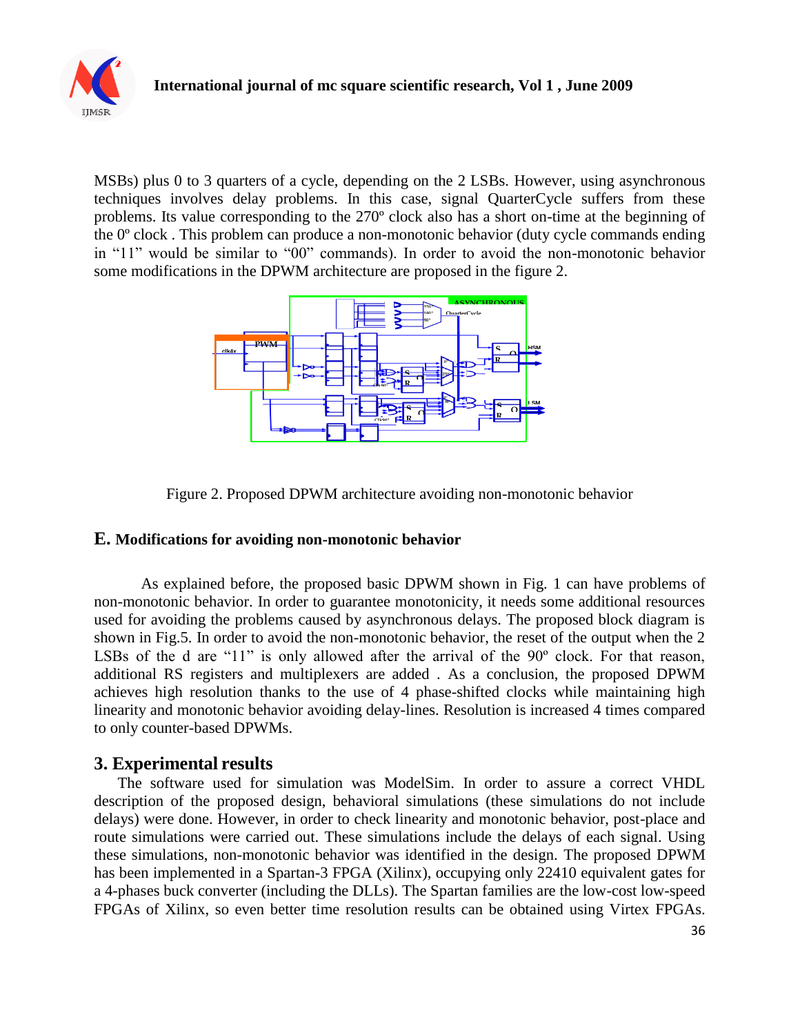MSBs) plus 0 to 3 quarters of a cycle, depending on the 2 LSBs. However, using asynchronous techniques involves delay problems. In this case, signal QuarterCycle suffers from these problems. Its value corresponding to the 270º clock also has a short on-time at the beginning of the 0º clock . This problem can produce a non-monotonic behavior (duty cycle commands ending in "11" would be similar to "00" commands). In order to avoid the non-monotonic behavior some modifications in the DPWM architecture are proposed in the figure 2.

Figure 2. Proposed DPWM architecture avoiding non-monotonic behavior

## E. Modifications for avoiding non-monotonic behavior

As explained before, the proposed basic DPWM shown in Fig. 1 can have problems of non-monotonic behavior. In order to guarantee monotonicity, it needs some additional resources used for avoiding the problems caused by asynchronous delays. The proposed block diagram is shown in Fig.5. In order to avoid the non-monotonic behavior, the reset of the output when the 2 LSBs of the d are "11" is only allowed after the arrival of the 90º clock. For that reason, additional RS registers and multiplexers are added . As a conclusion, the proposed DPWM achieves high resolution thanks to the use of 4 phase-shifted clocks while maintaining high linearity and monotonic behavior avoiding delay-lines. Resolution is increased 4 times compared to only counter-based DPWMs.

## 3. Experimental results

The software used for simulation was ModelSim. In order to assure a correct VHDL description of the proposed design, behavioral simulations (these simulations do not include delays) were done. However, in order to check linearity and monotonic behavior, post-place and route simulations were carried out. These simulations include the delays of each signal. Using these simulations, non-monotonic behavior was identified in the design. The proposed DPWM has been implemented in a Spartan-3 FPGA (Xilinx), occupying only 22410 equivalent gates for a 4-phases buck converter (including the DLLs). The Spartan families are the low-cost low-speed FPGAs of Xilinx, so even better time resolution results can be obtained using Virtex FPGAs.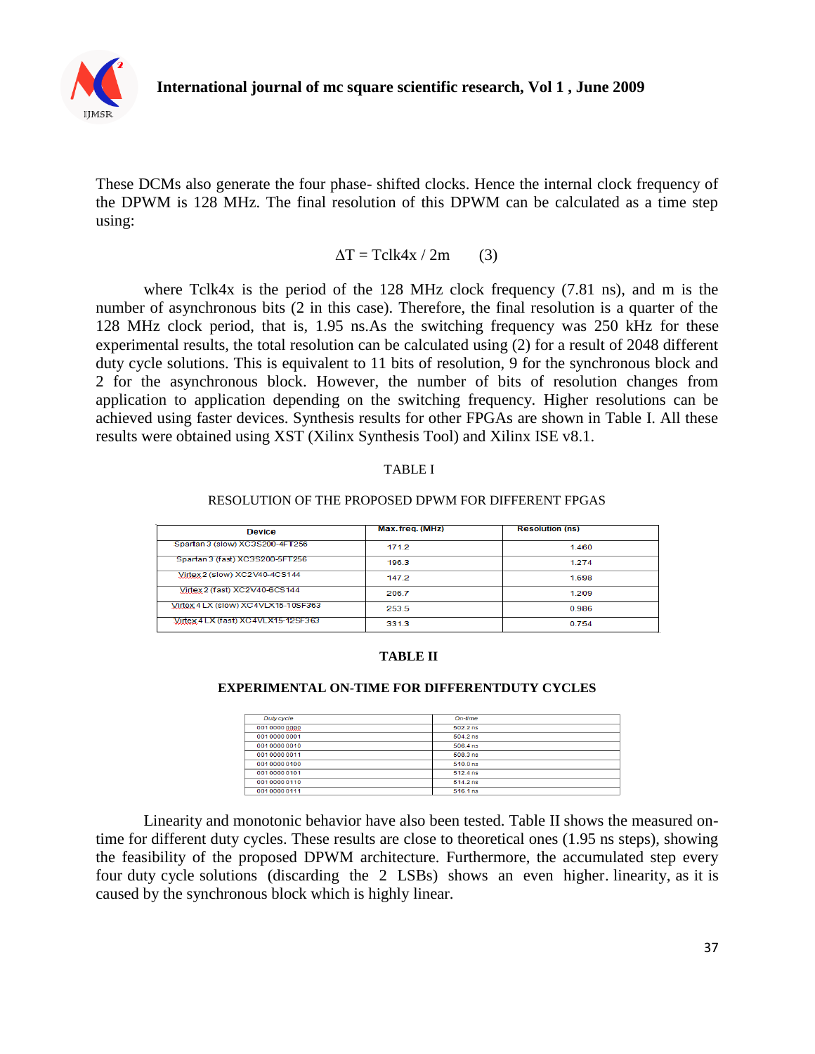These DCMs also generate the four phase- shifted clocks. Hence the internal clock frequency of the DPWM is 128 MHz. The final resolution of this DPWM can be calculated as a time step using:

$$\Delta T = Tclk4x / 2m \qquad (3)$$

where Tclk4x is the period of the 128 MHz clock frequency (7.81 ns), and m is the number of asynchronous bits (2 in this case). Therefore, the final resolution is a quarter of the 128 MHz clock period, that is, 1.95 ns.As the switching frequency was 250 kHz for these experimental results, the total resolution can be calculated using (2) for a result of 2048 different duty cycle solutions. This is equivalent to 11 bits of resolution, 9 for the synchronous block and 2 for the asynchronous block. However, the number of bits of resolution changes from application to application depending on the switching frequency. Higher resolutions can be achieved using faster devices. Synthesis results for other FPGAs are shown in Table I. All these results were obtained using XST (Xilinx Synthesis Tool) and Xilinx ISE v8.1.

TABLE I

RESOLUTION OF THE PROPOSED DPWM FOR DIFFERENT FPGAS

| Device | Max. freq. (MHz) | Resolution (ns) |
|---|---|---|
| Spartan 3 (slow) XC3S200-4FT256 | 171.2 | 1.460 |
| Spartan 3 (fast) XC3S200-5FT256 | 196.3 | 1.274 |
| Virtex 2 (slow) XC2V40-4CS144 | 147.2 | 1.698 |
| Virtex 2 (fast) XC2V40-6CS144 | 206.7 | 1.209 |
| Virtex 4 LX (slow) XC4VLX15-10SF363 | 253.5 | 0.986 |
| Virtex 4 LX (fast) XC4VLX15-12SF363 | 331.3 | 0.754 |

**TABLE II**

**EXPERIMENTAL ON-TIME FOR DIFFERENTDUTY CYCLES**

| Duty cycle | On-time |
|---|---|
| 001 0000 0000 | 502.2 ns |
| 001 0000 0001 | 504.2 ns |
| 001 0000 0010 | 506.4 ns |
| 001 0000 0011 | 508.3 ns |
| 001 0000 0100 | 510.0 ns |
| 001 0000 0101 | 512.4 ns |
| 001 0000 0110 | 514.2 ns |
| 001 0000 0111 | 516.1 ns |

Linearity and monotonic behavior have also been tested. Table II shows the measured on-time for different duty cycles. These results are close to theoretical ones (1.95 ns steps), showing the feasibility of the proposed DPWM architecture. Furthermore, the accumulated step every four duty cycle solutions (discarding the 2 LSBs) shows an even higher. linearity, as it is caused by the synchronous block which is highly linear.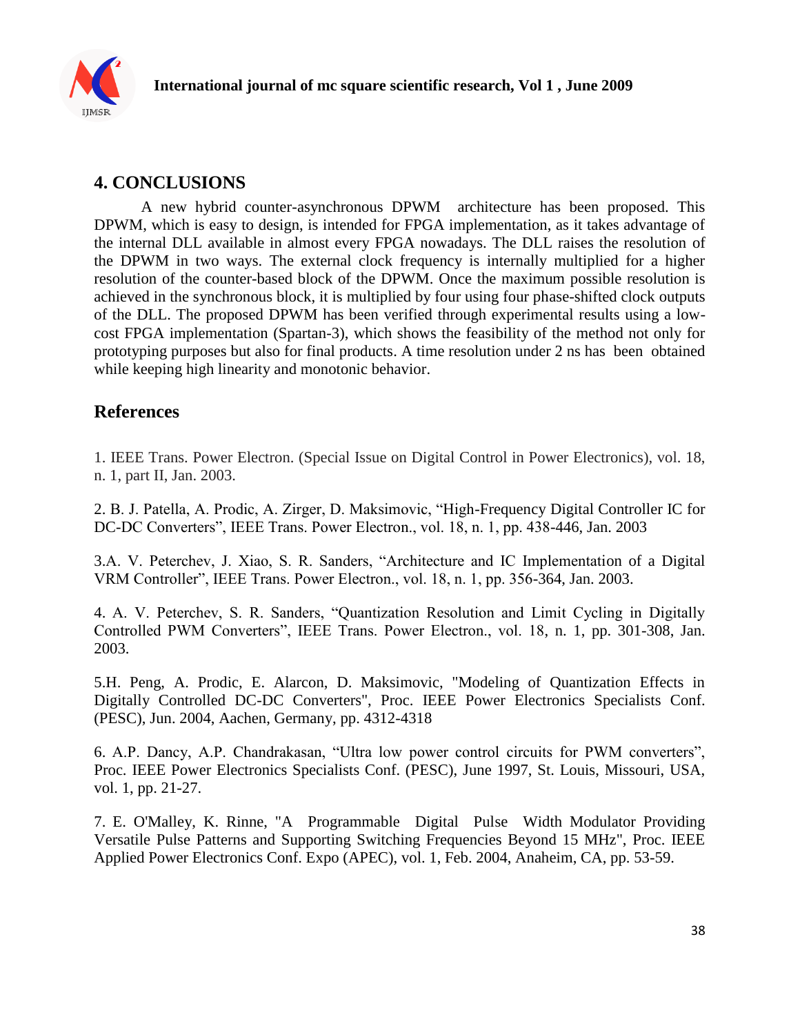## 4. CONCLUSIONS

A new hybrid counter-asynchronous DPWM architecture has been proposed. This DPWM, which is easy to design, is intended for FPGA implementation, as it takes advantage of the internal DLL available in almost every FPGA nowadays. The DLL raises the resolution of the DPWM in two ways. The external clock frequency is internally multiplied for a higher resolution of the counter-based block of the DPWM. Once the maximum possible resolution is achieved in the synchronous block, it is multiplied by four using four phase-shifted clock outputs of the DLL. The proposed DPWM has been verified through experimental results using a low-cost FPGA implementation (Spartan-3), which shows the feasibility of the method not only for prototyping purposes but also for final products. A time resolution under 2 ns has been obtained while keeping high linearity and monotonic behavior.

## References

1. IEEE Trans. Power Electron. (Special Issue on Digital Control in Power Electronics), vol. 18, n. 1, part II, Jan. 2003.

2. B. J. Patella, A. Prodic, A. Zirger, D. Maksimovic, “High-Frequency Digital Controller IC for DC-DC Converters”, IEEE Trans. Power Electron., vol. 18, n. 1, pp. 438-446, Jan. 2003

3.A. V. Peterchev, J. Xiao, S. R. Sanders, “Architecture and IC Implementation of a Digital VRM Controller”, IEEE Trans. Power Electron., vol. 18, n. 1, pp. 356-364, Jan. 2003.

4. A. V. Peterchev, S. R. Sanders, “Quantization Resolution and Limit Cycling in Digitally Controlled PWM Converters”, IEEE Trans. Power Electron., vol. 18, n. 1, pp. 301-308, Jan. 2003.

5.H. Peng, A. Prodic, E. Alarcon, D. Maksimovic, "Modeling of Quantization Effects in Digitally Controlled DC-DC Converters", Proc. IEEE Power Electronics Specialists Conf. (PESC), Jun. 2004, Aachen, Germany, pp. 4312-4318

6. A.P. Dancy, A.P. Chandrakasan, “Ultra low power control circuits for PWM converters”, Proc. IEEE Power Electronics Specialists Conf. (PESC), June 1997, St. Louis, Missouri, USA, vol. 1, pp. 21-27.

7. E. O'Malley, K. Rinne, "A Programmable Digital Pulse Width Modulator Providing Versatile Pulse Patterns and Supporting Switching Frequencies Beyond 15 MHz", Proc. IEEE Applied Power Electronics Conf. Expo (APEC), vol. 1, Feb. 2004, Anaheim, CA, pp. 53-59.